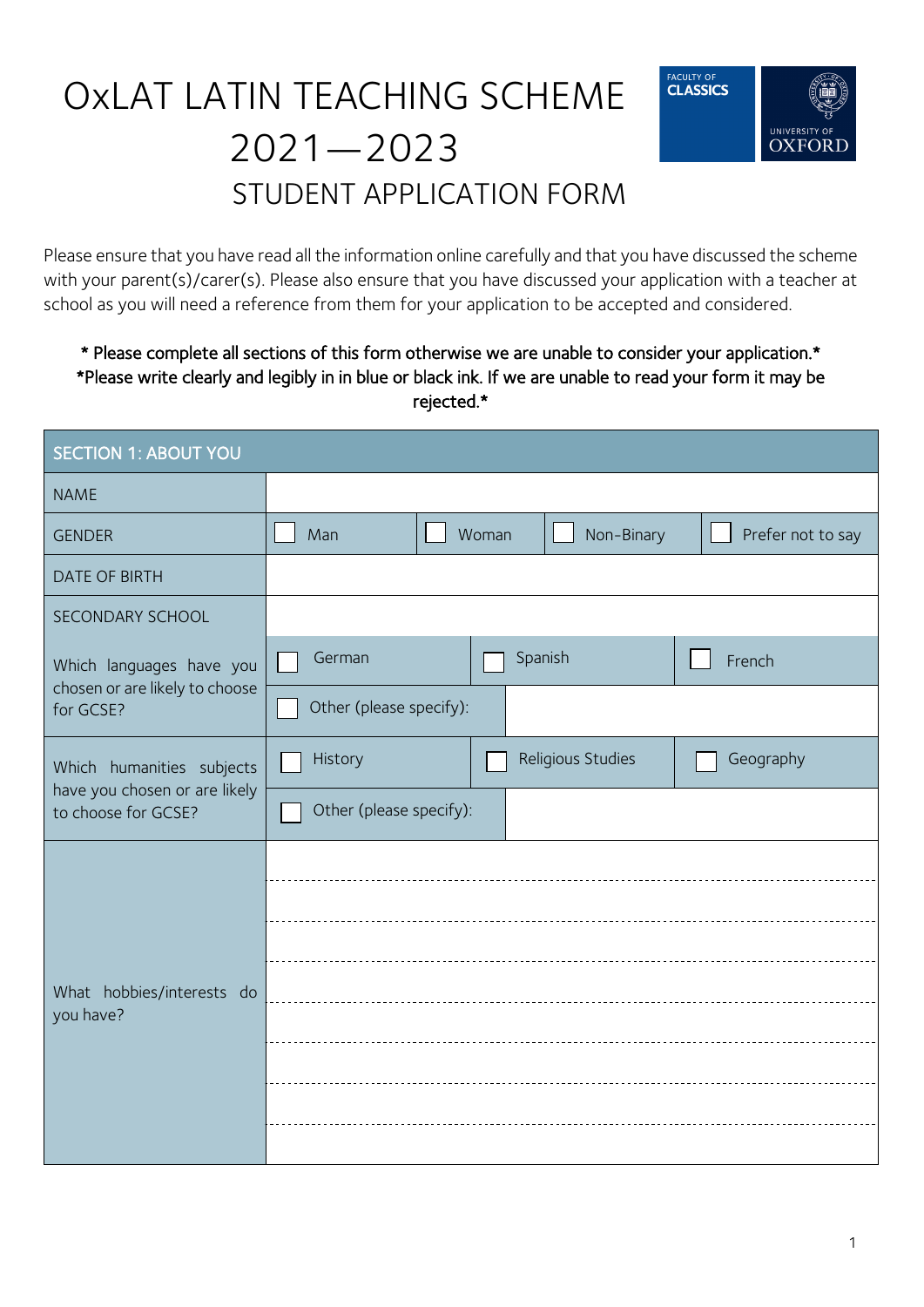# OxLAT LATIN TEACHING SCHEME 2021—2023

## STUDENT APPLICATION FORM

Please ensure that you have read all the information online carefully and that you have discussed the scheme with your parent(s)/carer(s). Please also ensure that you have discussed your application with a teacher at school as you will need a reference from them for your application to be accepted and considered.

**\* Please complete all sections of this form otherwise we are unable to consider your application.\***
**\*Please write clearly and legibly in in blue or black ink. If we are unable to read your form it may be rejected.\***

| SECTION 1: ABOUT YOU | | | | |
|---|---|---|---|---|
| NAME | | | | |
| GENDER | ☐ Man | ☐ Woman | ☐ Non-Binary | ☐ Prefer not to say |
| DATE OF BIRTH | | | | |
| SECONDARY SCHOOL | | | | |
| Which languages have you chosen or are likely to choose for GCSE? | ☐ German | ☐ Spanish | ☐ French | |
| | ☐ Other (please specify): | | | |
| Which humanities subjects have you chosen or are likely to choose for GCSE? | ☐ History | ☐ Religious Studies | ☐ Geography | |
| | ☐ Other (please specify): | | | |
| What hobbies/interests do you have? | | | | |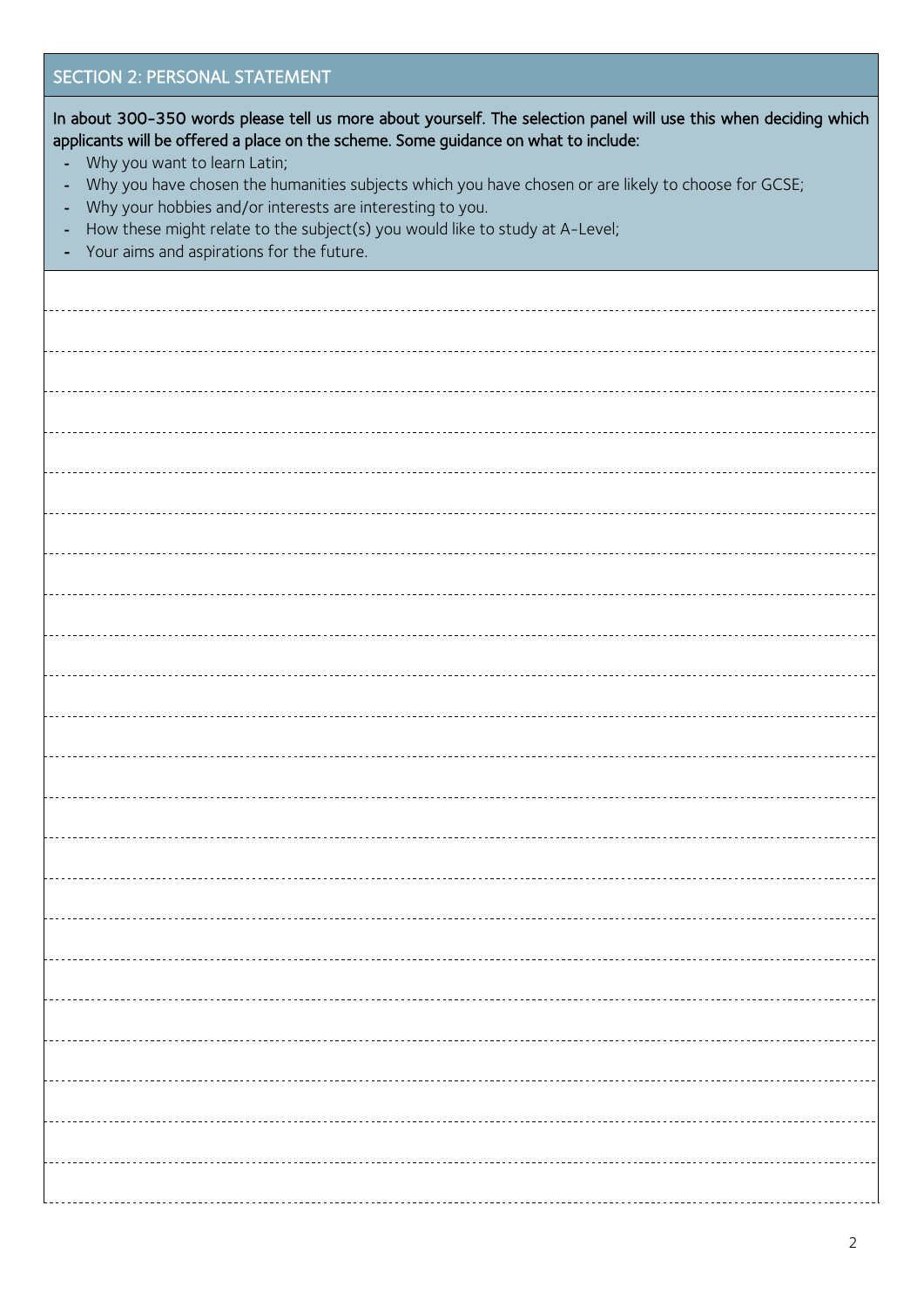## SECTION 2: PERSONAL STATEMENT

**In about 300-350 words please tell us more about yourself. The selection panel will use this when deciding which applicants will be offered a place on the scheme. Some guidance on what to include:**

- Why you want to learn Latin;
- Why you have chosen the humanities subjects which you have chosen or are likely to choose for GCSE;
- Why your hobbies and/or interests are interesting to you.
- How these might relate to the subject(s) you would like to study at A-Level;
- Your aims and aspirations for the future.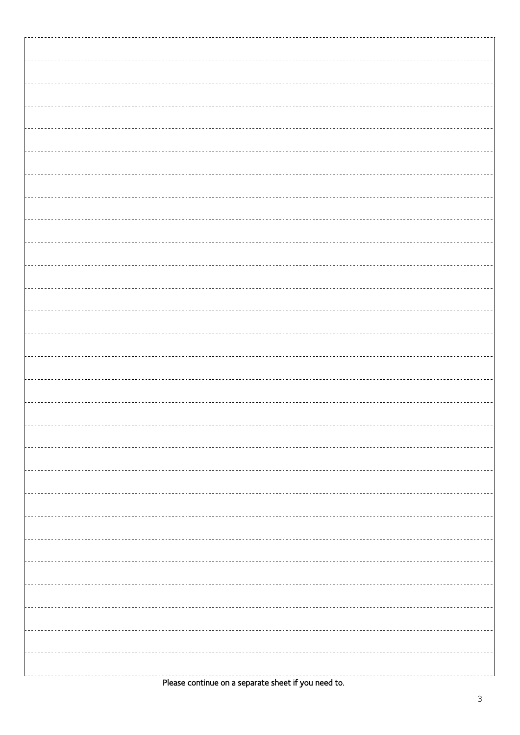Please continue on a separate sheet if you need to.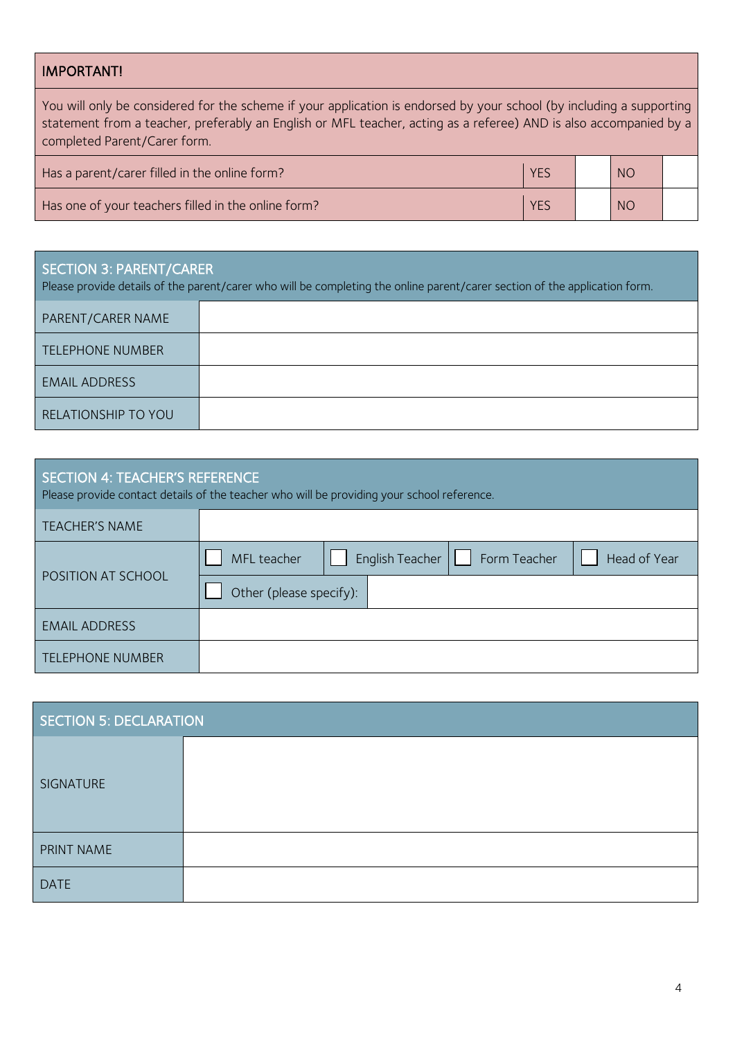| IMPORTANT! | | | | |
|---|---|---|---|---|
| You will only be considered for the scheme if your application is endorsed by your school (by including a supporting statement from a teacher, preferably an English or MFL teacher, acting as a referee) AND is also accompanied by a completed Parent/Carer form. | | | | |
| Has a parent/carer filled in the online form? | YES | | NO | |
| Has one of your teachers filled in the online form? | YES | | NO | |

| SECTION 3: PARENT/CARER<br>Please provide details of the parent/carer who will be completing the online parent/carer section of the application form. | |
|---|---|
| PARENT/CARER NAME | |
| TELEPHONE NUMBER | |
| EMAIL ADDRESS | |
| RELATIONSHIP TO YOU | |

| SECTION 4: TEACHER'S REFERENCE<br>Please provide contact details of the teacher who will be providing your school reference. | | | | |
|---|---|---|---|---|
| TEACHER'S NAME | | | | |
| POSITION AT SCHOOL | ☐ MFL teacher | ☐ English Teacher | ☐ Form Teacher | ☐ Head of Year |
| | ☐ Other (please specify): | | | |
| EMAIL ADDRESS | | | | |
| TELEPHONE NUMBER | | | | |

| SECTION 5: DECLARATION | |
|---|---|
| SIGNATURE | |
| PRINT NAME | |
| DATE | |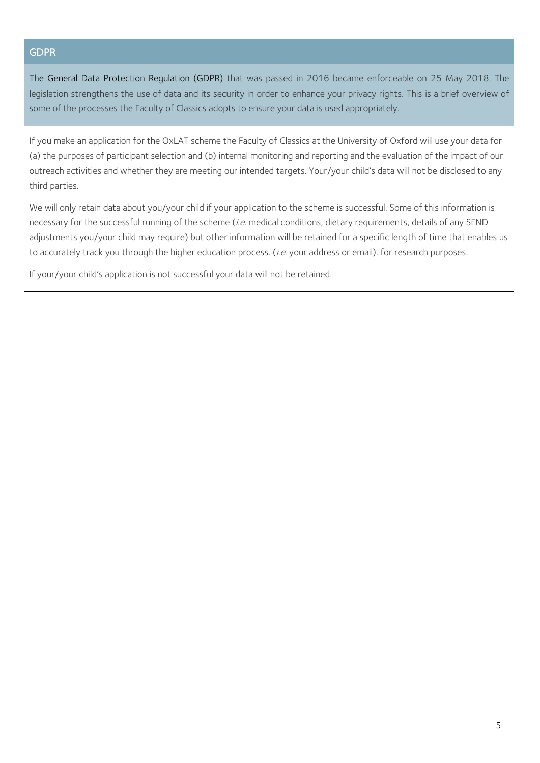## GDPR

The General Data Protection Regulation (GDPR) that was passed in 2016 became enforceable on 25 May 2018. The legislation strengthens the use of data and its security in order to enhance your privacy rights. This is a brief overview of some of the processes the Faculty of Classics adopts to ensure your data is used appropriately.

If you make an application for the OxLAT scheme the Faculty of Classics at the University of Oxford will use your data for (a) the purposes of participant selection and (b) internal monitoring and reporting and the evaluation of the impact of our outreach activities and whether they are meeting our intended targets. Your/your child's data will not be disclosed to any third parties.

We will only retain data about you/your child if your application to the scheme is successful. Some of this information is necessary for the successful running of the scheme (*i.e.* medical conditions, dietary requirements, details of any SEND adjustments you/your child may require) but other information will be retained for a specific length of time that enables us to accurately track you through the higher education process. (*i.e.* your address or email). for research purposes.

If your/your child's application is not successful your data will not be retained.